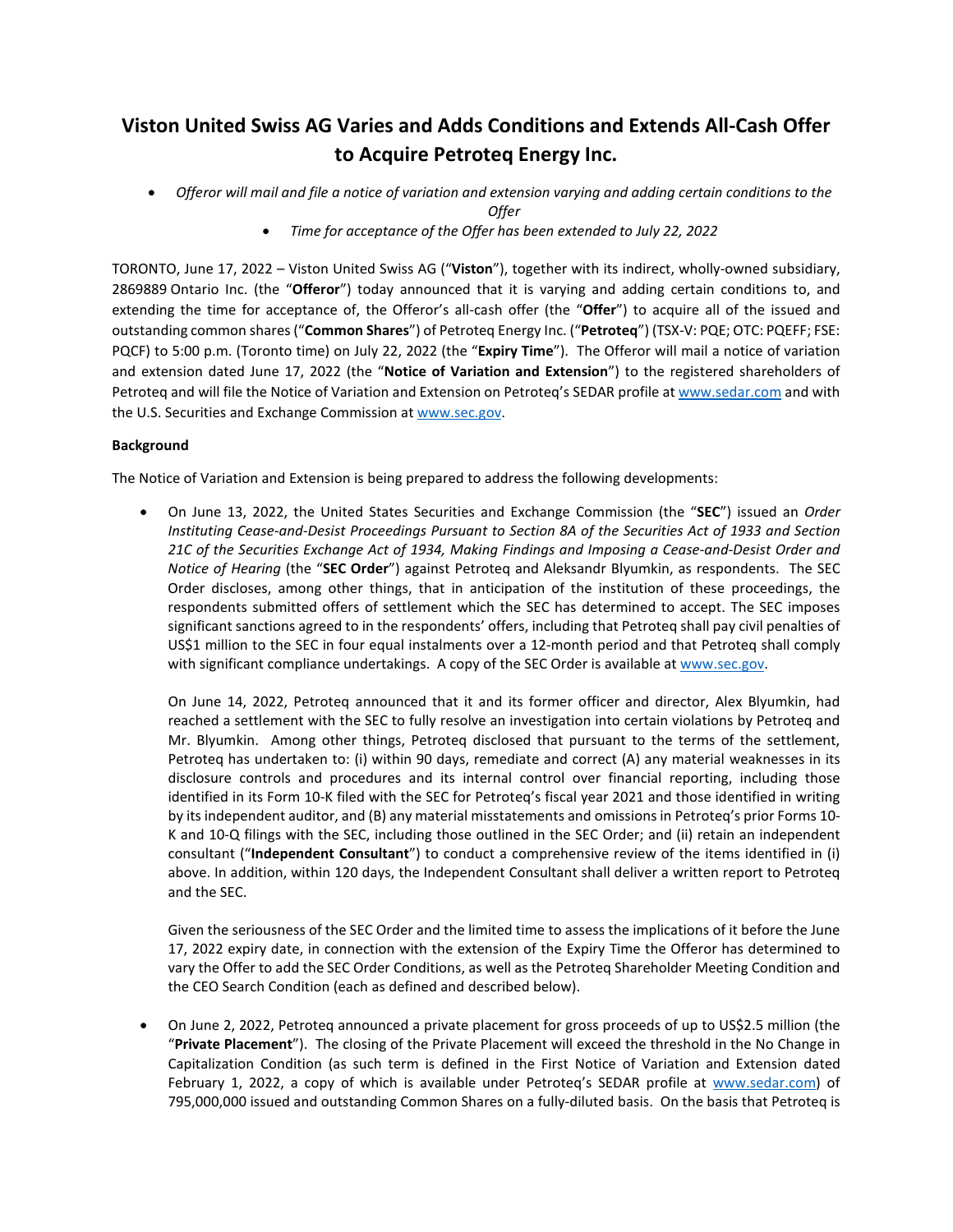# Viston United Swiss AG Varies and Adds Conditions and Extends All-Cash Offer to Acquire Petroteq Energy Inc.

- *Offeror will mail and file a notice of variation and extension varying and adding certain conditions to the Offer*
  - *Time for acceptance of the Offer has been extended to July 22, 2022*

TORONTO, June 17, 2022 – Viston United Swiss AG ("**Viston**"), together with its indirect, wholly-owned subsidiary, 2869889 Ontario Inc. (the "**Offeror**") today announced that it is varying and adding certain conditions to, and extending the time for acceptance of, the Offeror's all-cash offer (the "**Offer**") to acquire all of the issued and outstanding common shares ("**Common Shares**") of Petroteq Energy Inc. ("**Petroteq**") (TSX-V: PQE; OTC: PQEFF; FSE: PQCF) to 5:00 p.m. (Toronto time) on July 22, 2022 (the "**Expiry Time**"). The Offeror will mail a notice of variation and extension dated June 17, 2022 (the "**Notice of Variation and Extension**") to the registered shareholders of Petroteq and will file the Notice of Variation and Extension on Petroteq's SEDAR profile at www.sedar.com and with the U.S. Securities and Exchange Commission at www.sec.gov.

**Background**

The Notice of Variation and Extension is being prepared to address the following developments:

- On June 13, 2022, the United States Securities and Exchange Commission (the "**SEC**") issued an *Order Instituting Cease-and-Desist Proceedings Pursuant to Section 8A of the Securities Act of 1933 and Section 21C of the Securities Exchange Act of 1934, Making Findings and Imposing a Cease-and-Desist Order and Notice of Hearing* (the "**SEC Order**") against Petroteq and Aleksandr Blyumkin, as respondents. The SEC Order discloses, among other things, that in anticipation of the institution of these proceedings, the respondents submitted offers of settlement which the SEC has determined to accept. The SEC imposes significant sanctions agreed to in the respondents' offers, including that Petroteq shall pay civil penalties of US$1 million to the SEC in four equal instalments over a 12-month period and that Petroteq shall comply with significant compliance undertakings. A copy of the SEC Order is available at www.sec.gov.

  On June 14, 2022, Petroteq announced that it and its former officer and director, Alex Blyumkin, had reached a settlement with the SEC to fully resolve an investigation into certain violations by Petroteq and Mr. Blyumkin. Among other things, Petroteq disclosed that pursuant to the terms of the settlement, Petroteq has undertaken to: (i) within 90 days, remediate and correct (A) any material weaknesses in its disclosure controls and procedures and its internal control over financial reporting, including those identified in its Form 10-K filed with the SEC for Petroteq's fiscal year 2021 and those identified in writing by its independent auditor, and (B) any material misstatements and omissions in Petroteq's prior Forms 10-K and 10-Q filings with the SEC, including those outlined in the SEC Order; and (ii) retain an independent consultant ("**Independent Consultant**") to conduct a comprehensive review of the items identified in (i) above. In addition, within 120 days, the Independent Consultant shall deliver a written report to Petroteq and the SEC.

  Given the seriousness of the SEC Order and the limited time to assess the implications of it before the June 17, 2022 expiry date, in connection with the extension of the Expiry Time the Offeror has determined to vary the Offer to add the SEC Order Conditions, as well as the Petroteq Shareholder Meeting Condition and the CEO Search Condition (each as defined and described below).

- On June 2, 2022, Petroteq announced a private placement for gross proceeds of up to US$2.5 million (the "**Private Placement**"). The closing of the Private Placement will exceed the threshold in the No Change in Capitalization Condition (as such term is defined in the First Notice of Variation and Extension dated February 1, 2022, a copy of which is available under Petroteq's SEDAR profile at www.sedar.com) of 795,000,000 issued and outstanding Common Shares on a fully-diluted basis. On the basis that Petroteq is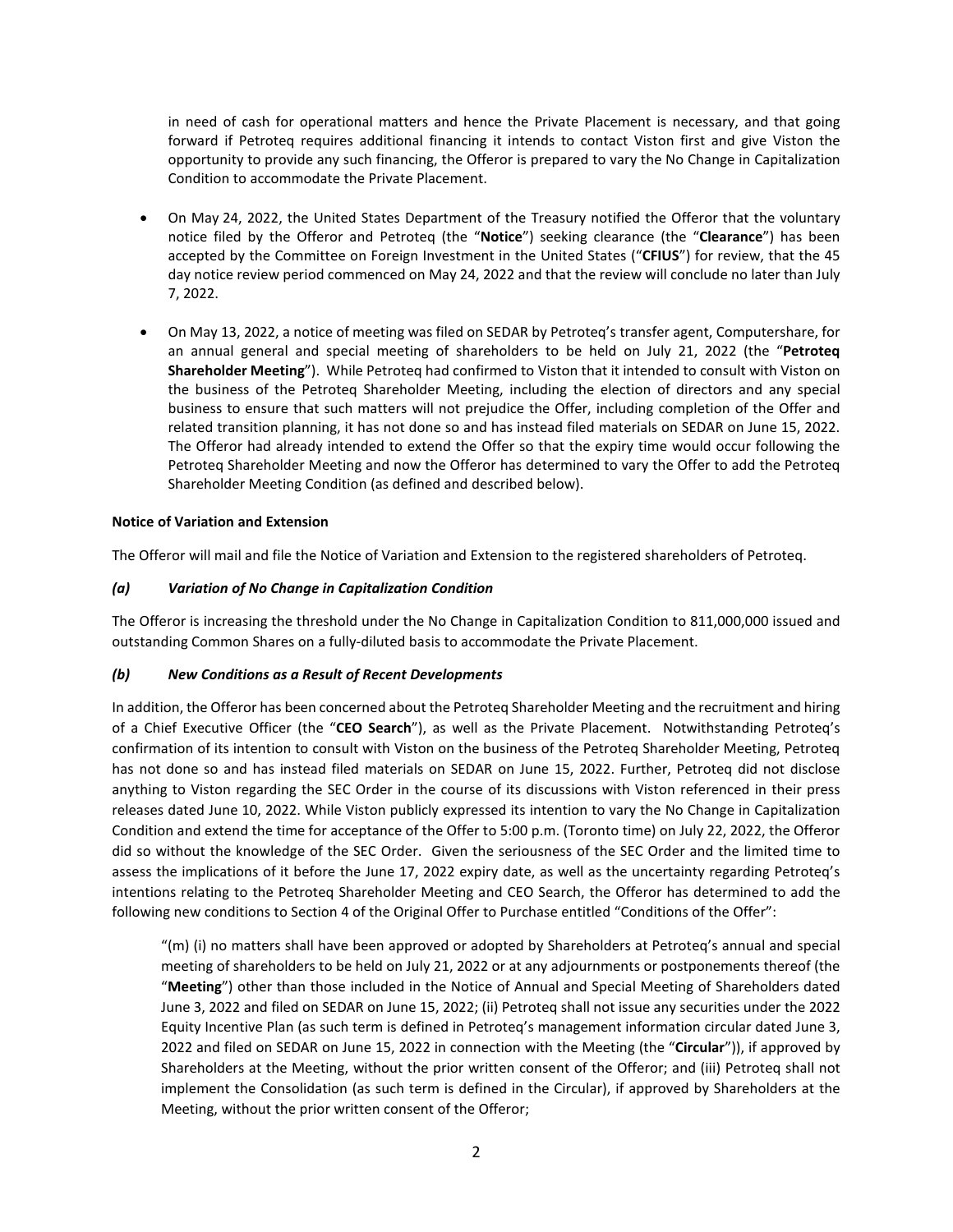in need of cash for operational matters and hence the Private Placement is necessary, and that going forward if Petroteq requires additional financing it intends to contact Viston first and give Viston the opportunity to provide any such financing, the Offeror is prepared to vary the No Change in Capitalization Condition to accommodate the Private Placement.

- On May 24, 2022, the United States Department of the Treasury notified the Offeror that the voluntary notice filed by the Offeror and Petroteq (the "**Notice**") seeking clearance (the "**Clearance**") has been accepted by the Committee on Foreign Investment in the United States ("**CFIUS**") for review, that the 45 day notice review period commenced on May 24, 2022 and that the review will conclude no later than July 7, 2022.
- On May 13, 2022, a notice of meeting was filed on SEDAR by Petroteq's transfer agent, Computershare, for an annual general and special meeting of shareholders to be held on July 21, 2022 (the "**Petroteq Shareholder Meeting**"). While Petroteq had confirmed to Viston that it intended to consult with Viston on the business of the Petroteq Shareholder Meeting, including the election of directors and any special business to ensure that such matters will not prejudice the Offer, including completion of the Offer and related transition planning, it has not done so and has instead filed materials on SEDAR on June 15, 2022. The Offeror had already intended to extend the Offer so that the expiry time would occur following the Petroteq Shareholder Meeting and now the Offeror has determined to vary the Offer to add the Petroteq Shareholder Meeting Condition (as defined and described below).

**Notice of Variation and Extension**

The Offeror will mail and file the Notice of Variation and Extension to the registered shareholders of Petroteq.

***(a) Variation of No Change in Capitalization Condition***

The Offeror is increasing the threshold under the No Change in Capitalization Condition to 811,000,000 issued and outstanding Common Shares on a fully-diluted basis to accommodate the Private Placement.

***(b) New Conditions as a Result of Recent Developments***

In addition, the Offeror has been concerned about the Petroteq Shareholder Meeting and the recruitment and hiring of a Chief Executive Officer (the "**CEO Search**"), as well as the Private Placement. Notwithstanding Petroteq's confirmation of its intention to consult with Viston on the business of the Petroteq Shareholder Meeting, Petroteq has not done so and has instead filed materials on SEDAR on June 15, 2022. Further, Petroteq did not disclose anything to Viston regarding the SEC Order in the course of its discussions with Viston referenced in their press releases dated June 10, 2022. While Viston publicly expressed its intention to vary the No Change in Capitalization Condition and extend the time for acceptance of the Offer to 5:00 p.m. (Toronto time) on July 22, 2022, the Offeror did so without the knowledge of the SEC Order. Given the seriousness of the SEC Order and the limited time to assess the implications of it before the June 17, 2022 expiry date, as well as the uncertainty regarding Petroteq's intentions relating to the Petroteq Shareholder Meeting and CEO Search, the Offeror has determined to add the following new conditions to Section 4 of the Original Offer to Purchase entitled "Conditions of the Offer":

> "(m) (i) no matters shall have been approved or adopted by Shareholders at Petroteq's annual and special meeting of shareholders to be held on July 21, 2022 or at any adjournments or postponements thereof (the "**Meeting**") other than those included in the Notice of Annual and Special Meeting of Shareholders dated June 3, 2022 and filed on SEDAR on June 15, 2022; (ii) Petroteq shall not issue any securities under the 2022 Equity Incentive Plan (as such term is defined in Petroteq's management information circular dated June 3, 2022 and filed on SEDAR on June 15, 2022 in connection with the Meeting (the "**Circular**")), if approved by Shareholders at the Meeting, without the prior written consent of the Offeror; and (iii) Petroteq shall not implement the Consolidation (as such term is defined in the Circular), if approved by Shareholders at the Meeting, without the prior written consent of the Offeror;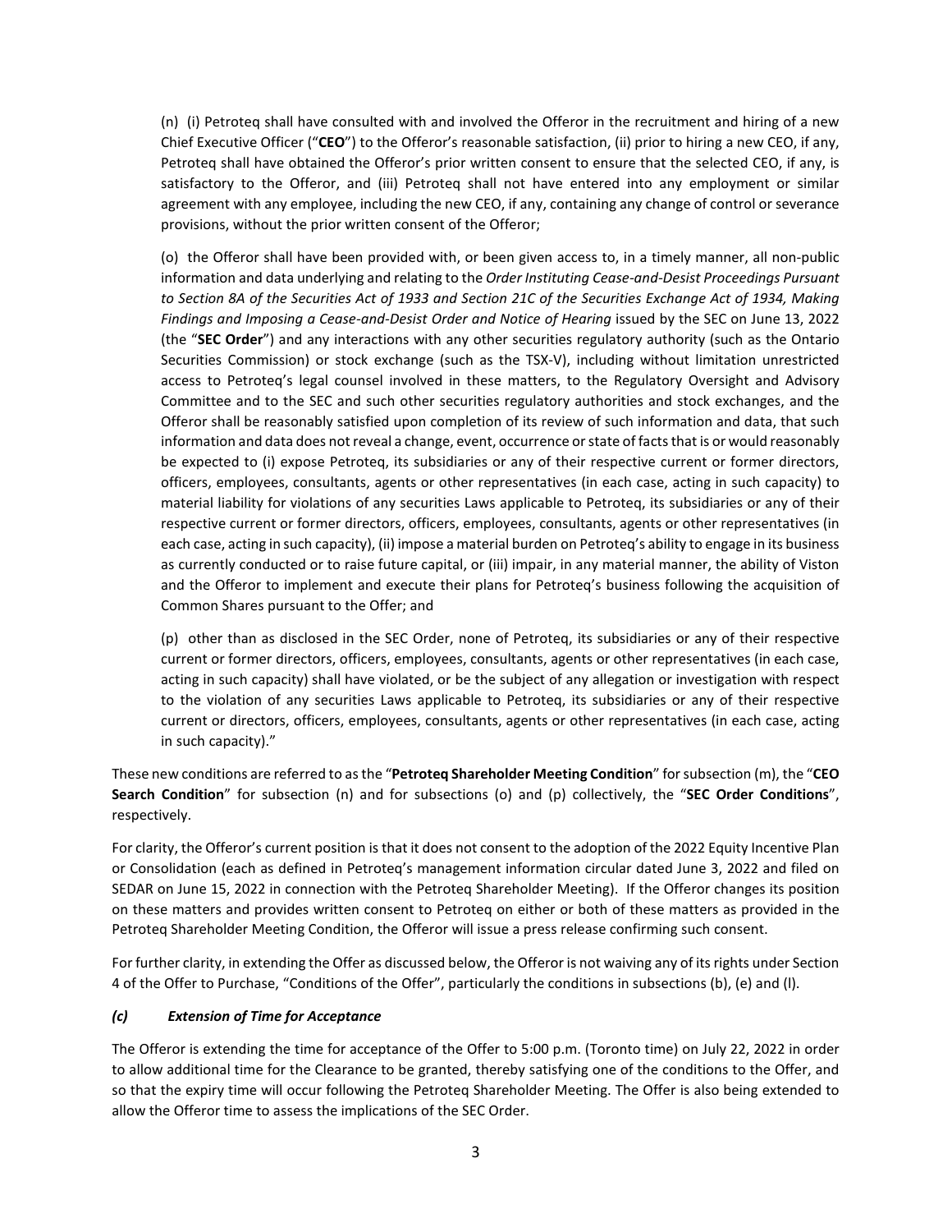(n) (i) Petroteq shall have consulted with and involved the Offeror in the recruitment and hiring of a new Chief Executive Officer ("**CEO**") to the Offeror's reasonable satisfaction, (ii) prior to hiring a new CEO, if any, Petroteq shall have obtained the Offeror's prior written consent to ensure that the selected CEO, if any, is satisfactory to the Offeror, and (iii) Petroteq shall not have entered into any employment or similar agreement with any employee, including the new CEO, if any, containing any change of control or severance provisions, without the prior written consent of the Offeror;

(o) the Offeror shall have been provided with, or been given access to, in a timely manner, all non-public information and data underlying and relating to the *Order Instituting Cease-and-Desist Proceedings Pursuant to Section 8A of the Securities Act of 1933 and Section 21C of the Securities Exchange Act of 1934, Making Findings and Imposing a Cease-and-Desist Order and Notice of Hearing* issued by the SEC on June 13, 2022 (the "**SEC Order**") and any interactions with any other securities regulatory authority (such as the Ontario Securities Commission) or stock exchange (such as the TSX-V), including without limitation unrestricted access to Petroteq's legal counsel involved in these matters, to the Regulatory Oversight and Advisory Committee and to the SEC and such other securities regulatory authorities and stock exchanges, and the Offeror shall be reasonably satisfied upon completion of its review of such information and data, that such information and data does not reveal a change, event, occurrence or state of facts that is or would reasonably be expected to (i) expose Petroteq, its subsidiaries or any of their respective current or former directors, officers, employees, consultants, agents or other representatives (in each case, acting in such capacity) to material liability for violations of any securities Laws applicable to Petroteq, its subsidiaries or any of their respective current or former directors, officers, employees, consultants, agents or other representatives (in each case, acting in such capacity), (ii) impose a material burden on Petroteq's ability to engage in its business as currently conducted or to raise future capital, or (iii) impair, in any material manner, the ability of Viston and the Offeror to implement and execute their plans for Petroteq's business following the acquisition of Common Shares pursuant to the Offer; and

(p) other than as disclosed in the SEC Order, none of Petroteq, its subsidiaries or any of their respective current or former directors, officers, employees, consultants, agents or other representatives (in each case, acting in such capacity) shall have violated, or be the subject of any allegation or investigation with respect to the violation of any securities Laws applicable to Petroteq, its subsidiaries or any of their respective current or directors, officers, employees, consultants, agents or other representatives (in each case, acting in such capacity)."

These new conditions are referred to as the "**Petroteq Shareholder Meeting Condition**" for subsection (m), the "**CEO Search Condition**" for subsection (n) and for subsections (o) and (p) collectively, the "**SEC Order Conditions**", respectively.

For clarity, the Offeror's current position is that it does not consent to the adoption of the 2022 Equity Incentive Plan or Consolidation (each as defined in Petroteq's management information circular dated June 3, 2022 and filed on SEDAR on June 15, 2022 in connection with the Petroteq Shareholder Meeting). If the Offeror changes its position on these matters and provides written consent to Petroteq on either or both of these matters as provided in the Petroteq Shareholder Meeting Condition, the Offeror will issue a press release confirming such consent.

For further clarity, in extending the Offer as discussed below, the Offeror is not waiving any of its rights under Section 4 of the Offer to Purchase, "Conditions of the Offer", particularly the conditions in subsections (b), (e) and (l).

### *(c) Extension of Time for Acceptance*

The Offeror is extending the time for acceptance of the Offer to 5:00 p.m. (Toronto time) on July 22, 2022 in order to allow additional time for the Clearance to be granted, thereby satisfying one of the conditions to the Offer, and so that the expiry time will occur following the Petroteq Shareholder Meeting. The Offer is also being extended to allow the Offeror time to assess the implications of the SEC Order.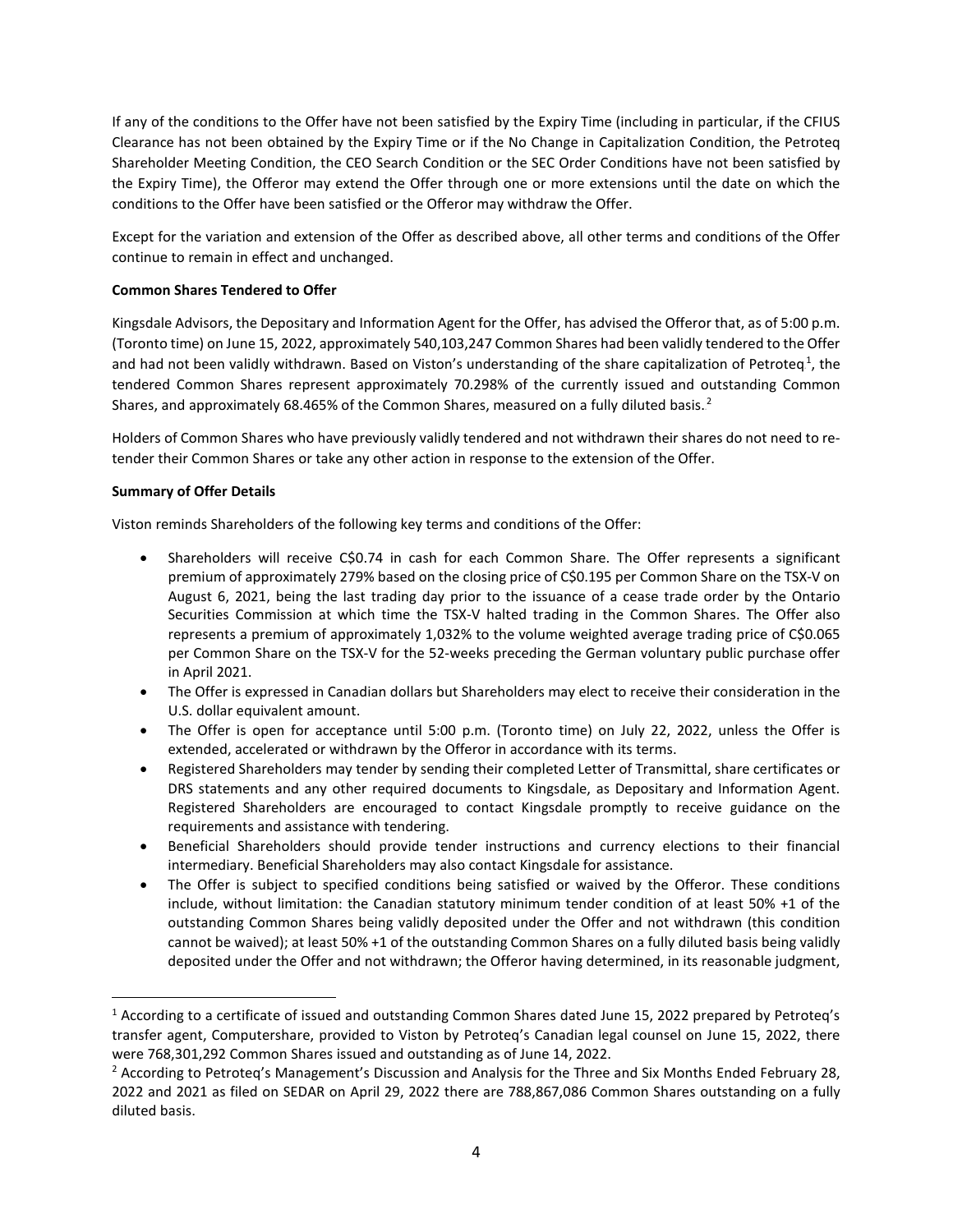If any of the conditions to the Offer have not been satisfied by the Expiry Time (including in particular, if the CFIUS Clearance has not been obtained by the Expiry Time or if the No Change in Capitalization Condition, the Petroteq Shareholder Meeting Condition, the CEO Search Condition or the SEC Order Conditions have not been satisfied by the Expiry Time), the Offeror may extend the Offer through one or more extensions until the date on which the conditions to the Offer have been satisfied or the Offeror may withdraw the Offer.

Except for the variation and extension of the Offer as described above, all other terms and conditions of the Offer continue to remain in effect and unchanged.

**Common Shares Tendered to Offer**

Kingsdale Advisors, the Depositary and Information Agent for the Offer, has advised the Offeror that, as of 5:00 p.m. (Toronto time) on June 15, 2022, approximately 540,103,247 Common Shares had been validly tendered to the Offer and had not been validly withdrawn. Based on Viston's understanding of the share capitalization of Petroteq[1], the tendered Common Shares represent approximately 70.298% of the currently issued and outstanding Common Shares, and approximately 68.465% of the Common Shares, measured on a fully diluted basis.[2]

Holders of Common Shares who have previously validly tendered and not withdrawn their shares do not need to re-tender their Common Shares or take any other action in response to the extension of the Offer.

**Summary of Offer Details**

Viston reminds Shareholders of the following key terms and conditions of the Offer:

- Shareholders will receive C$0.74 in cash for each Common Share. The Offer represents a significant premium of approximately 279% based on the closing price of C$0.195 per Common Share on the TSX-V on August 6, 2021, being the last trading day prior to the issuance of a cease trade order by the Ontario Securities Commission at which time the TSX-V halted trading in the Common Shares. The Offer also represents a premium of approximately 1,032% to the volume weighted average trading price of C$0.065 per Common Share on the TSX-V for the 52-weeks preceding the German voluntary public purchase offer in April 2021.
- The Offer is expressed in Canadian dollars but Shareholders may elect to receive their consideration in the U.S. dollar equivalent amount.
- The Offer is open for acceptance until 5:00 p.m. (Toronto time) on July 22, 2022, unless the Offer is extended, accelerated or withdrawn by the Offeror in accordance with its terms.
- Registered Shareholders may tender by sending their completed Letter of Transmittal, share certificates or DRS statements and any other required documents to Kingsdale, as Depositary and Information Agent. Registered Shareholders are encouraged to contact Kingsdale promptly to receive guidance on the requirements and assistance with tendering.
- Beneficial Shareholders should provide tender instructions and currency elections to their financial intermediary. Beneficial Shareholders may also contact Kingsdale for assistance.
- The Offer is subject to specified conditions being satisfied or waived by the Offeror. These conditions include, without limitation: the Canadian statutory minimum tender condition of at least 50% +1 of the outstanding Common Shares being validly deposited under the Offer and not withdrawn (this condition cannot be waived); at least 50% +1 of the outstanding Common Shares on a fully diluted basis being validly deposited under the Offer and not withdrawn; the Offeror having determined, in its reasonable judgment,

---

[1] According to a certificate of issued and outstanding Common Shares dated June 15, 2022 prepared by Petroteq's transfer agent, Computershare, provided to Viston by Petroteq's Canadian legal counsel on June 15, 2022, there were 768,301,292 Common Shares issued and outstanding as of June 14, 2022.

[2] According to Petroteq's Management's Discussion and Analysis for the Three and Six Months Ended February 28, 2022 and 2021 as filed on SEDAR on April 29, 2022 there are 788,867,086 Common Shares outstanding on a fully diluted basis.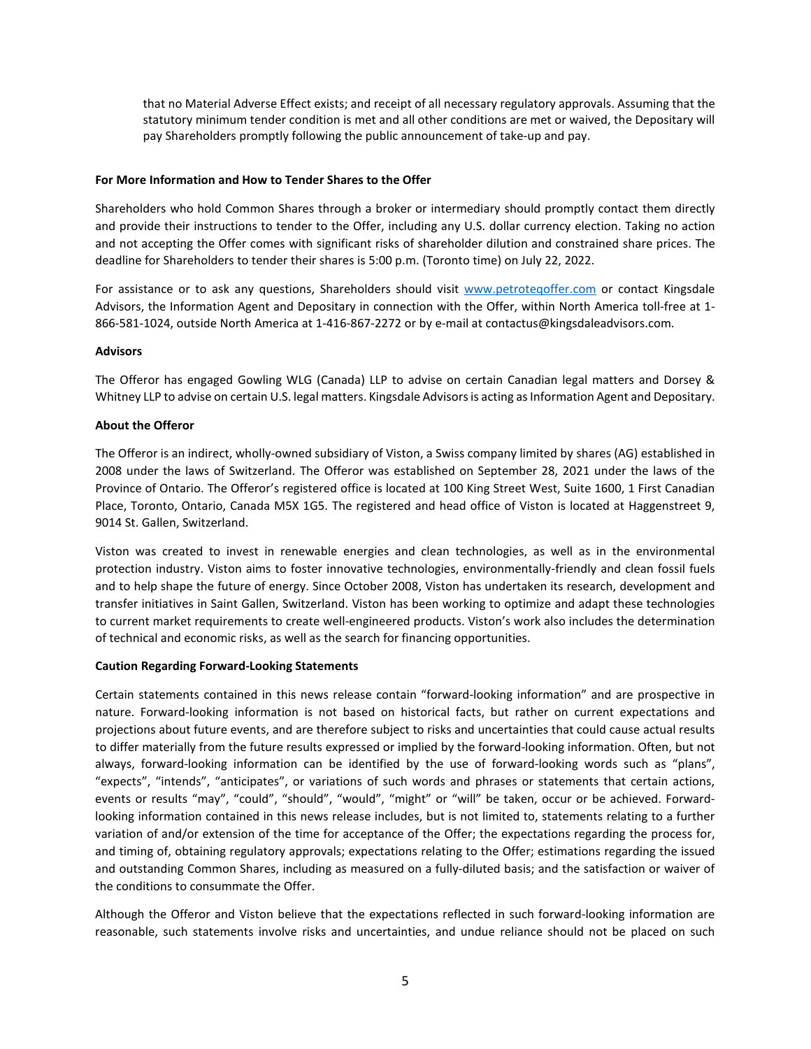that no Material Adverse Effect exists; and receipt of all necessary regulatory approvals. Assuming that the statutory minimum tender condition is met and all other conditions are met or waived, the Depositary will pay Shareholders promptly following the public announcement of take-up and pay.

**For More Information and How to Tender Shares to the Offer**

Shareholders who hold Common Shares through a broker or intermediary should promptly contact them directly and provide their instructions to tender to the Offer, including any U.S. dollar currency election. Taking no action and not accepting the Offer comes with significant risks of shareholder dilution and constrained share prices. The deadline for Shareholders to tender their shares is 5:00 p.m. (Toronto time) on July 22, 2022.

For assistance or to ask any questions, Shareholders should visit [www.petroteqoffer.com](www.petroteqoffer.com) or contact Kingsdale Advisors, the Information Agent and Depositary in connection with the Offer, within North America toll-free at 1-866-581-1024, outside North America at 1-416-867-2272 or by e-mail at contactus@kingsdaleadvisors.com.

**Advisors**

The Offeror has engaged Gowling WLG (Canada) LLP to advise on certain Canadian legal matters and Dorsey & Whitney LLP to advise on certain U.S. legal matters. Kingsdale Advisors is acting as Information Agent and Depositary.

**About the Offeror**

The Offeror is an indirect, wholly-owned subsidiary of Viston, a Swiss company limited by shares (AG) established in 2008 under the laws of Switzerland. The Offeror was established on September 28, 2021 under the laws of the Province of Ontario. The Offeror's registered office is located at 100 King Street West, Suite 1600, 1 First Canadian Place, Toronto, Ontario, Canada M5X 1G5. The registered and head office of Viston is located at Haggenstreet 9, 9014 St. Gallen, Switzerland.

Viston was created to invest in renewable energies and clean technologies, as well as in the environmental protection industry. Viston aims to foster innovative technologies, environmentally-friendly and clean fossil fuels and to help shape the future of energy. Since October 2008, Viston has undertaken its research, development and transfer initiatives in Saint Gallen, Switzerland. Viston has been working to optimize and adapt these technologies to current market requirements to create well-engineered products. Viston's work also includes the determination of technical and economic risks, as well as the search for financing opportunities.

**Caution Regarding Forward-Looking Statements**

Certain statements contained in this news release contain "forward-looking information" and are prospective in nature. Forward-looking information is not based on historical facts, but rather on current expectations and projections about future events, and are therefore subject to risks and uncertainties that could cause actual results to differ materially from the future results expressed or implied by the forward-looking information. Often, but not always, forward-looking information can be identified by the use of forward-looking words such as "plans", "expects", "intends", "anticipates", or variations of such words and phrases or statements that certain actions, events or results "may", "could", "should", "would", "might" or "will" be taken, occur or be achieved. Forward-looking information contained in this news release includes, but is not limited to, statements relating to a further variation of and/or extension of the time for acceptance of the Offer; the expectations regarding the process for, and timing of, obtaining regulatory approvals; expectations relating to the Offer; estimations regarding the issued and outstanding Common Shares, including as measured on a fully-diluted basis; and the satisfaction or waiver of the conditions to consummate the Offer.

Although the Offeror and Viston believe that the expectations reflected in such forward-looking information are reasonable, such statements involve risks and uncertainties, and undue reliance should not be placed on such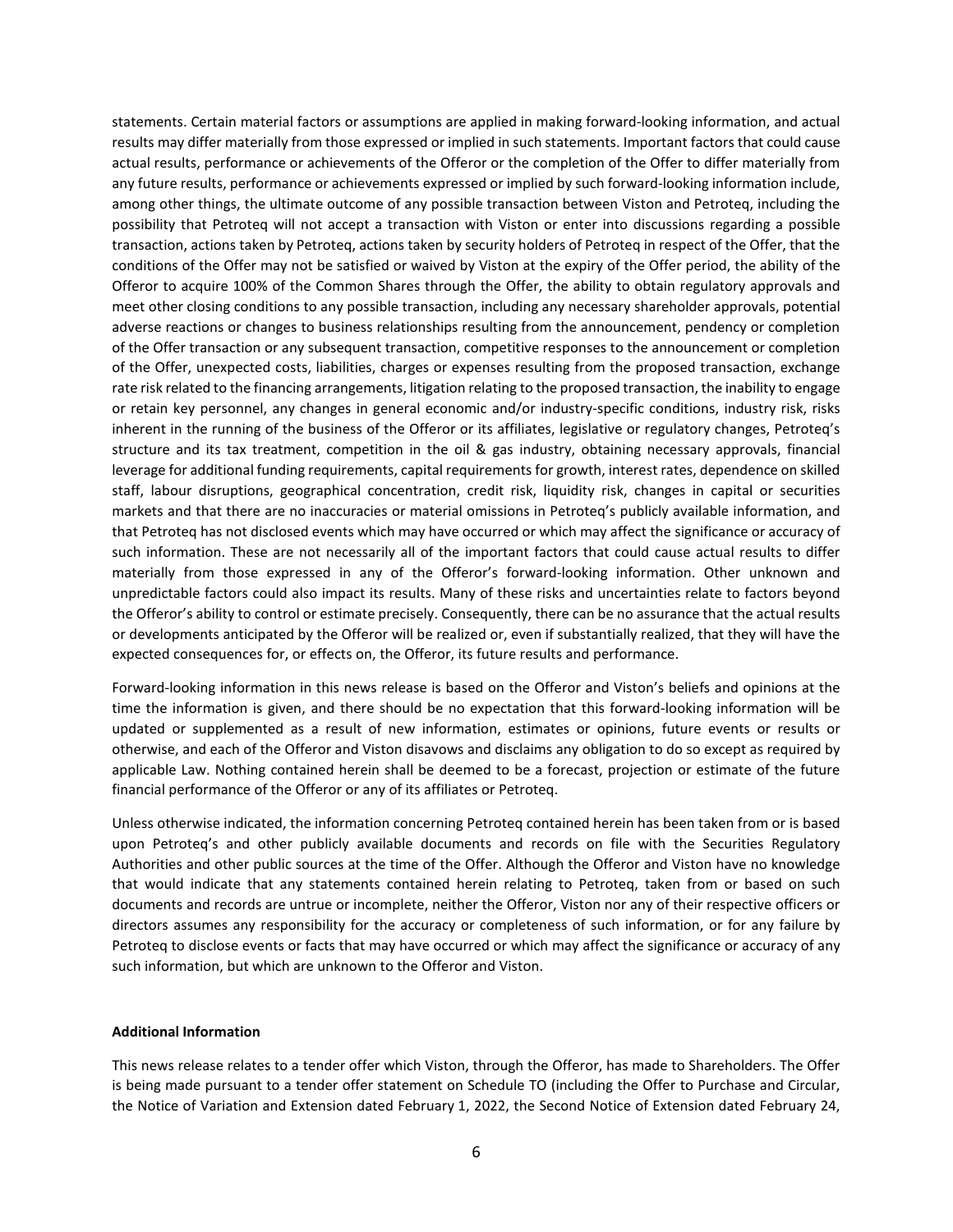statements. Certain material factors or assumptions are applied in making forward-looking information, and actual results may differ materially from those expressed or implied in such statements. Important factors that could cause actual results, performance or achievements of the Offeror or the completion of the Offer to differ materially from any future results, performance or achievements expressed or implied by such forward-looking information include, among other things, the ultimate outcome of any possible transaction between Viston and Petroteq, including the possibility that Petroteq will not accept a transaction with Viston or enter into discussions regarding a possible transaction, actions taken by Petroteq, actions taken by security holders of Petroteq in respect of the Offer, that the conditions of the Offer may not be satisfied or waived by Viston at the expiry of the Offer period, the ability of the Offeror to acquire 100% of the Common Shares through the Offer, the ability to obtain regulatory approvals and meet other closing conditions to any possible transaction, including any necessary shareholder approvals, potential adverse reactions or changes to business relationships resulting from the announcement, pendency or completion of the Offer transaction or any subsequent transaction, competitive responses to the announcement or completion of the Offer, unexpected costs, liabilities, charges or expenses resulting from the proposed transaction, exchange rate risk related to the financing arrangements, litigation relating to the proposed transaction, the inability to engage or retain key personnel, any changes in general economic and/or industry-specific conditions, industry risk, risks inherent in the running of the business of the Offeror or its affiliates, legislative or regulatory changes, Petroteq's structure and its tax treatment, competition in the oil & gas industry, obtaining necessary approvals, financial leverage for additional funding requirements, capital requirements for growth, interest rates, dependence on skilled staff, labour disruptions, geographical concentration, credit risk, liquidity risk, changes in capital or securities markets and that there are no inaccuracies or material omissions in Petroteq's publicly available information, and that Petroteq has not disclosed events which may have occurred or which may affect the significance or accuracy of such information. These are not necessarily all of the important factors that could cause actual results to differ materially from those expressed in any of the Offeror's forward-looking information. Other unknown and unpredictable factors could also impact its results. Many of these risks and uncertainties relate to factors beyond the Offeror's ability to control or estimate precisely. Consequently, there can be no assurance that the actual results or developments anticipated by the Offeror will be realized or, even if substantially realized, that they will have the expected consequences for, or effects on, the Offeror, its future results and performance.

Forward-looking information in this news release is based on the Offeror and Viston's beliefs and opinions at the time the information is given, and there should be no expectation that this forward-looking information will be updated or supplemented as a result of new information, estimates or opinions, future events or results or otherwise, and each of the Offeror and Viston disavows and disclaims any obligation to do so except as required by applicable Law. Nothing contained herein shall be deemed to be a forecast, projection or estimate of the future financial performance of the Offeror or any of its affiliates or Petroteq.

Unless otherwise indicated, the information concerning Petroteq contained herein has been taken from or is based upon Petroteq's and other publicly available documents and records on file with the Securities Regulatory Authorities and other public sources at the time of the Offer. Although the Offeror and Viston have no knowledge that would indicate that any statements contained herein relating to Petroteq, taken from or based on such documents and records are untrue or incomplete, neither the Offeror, Viston nor any of their respective officers or directors assumes any responsibility for the accuracy or completeness of such information, or for any failure by Petroteq to disclose events or facts that may have occurred or which may affect the significance or accuracy of any such information, but which are unknown to the Offeror and Viston.

**Additional Information**

This news release relates to a tender offer which Viston, through the Offeror, has made to Shareholders. The Offer is being made pursuant to a tender offer statement on Schedule TO (including the Offer to Purchase and Circular, the Notice of Variation and Extension dated February 1, 2022, the Second Notice of Extension dated February 24,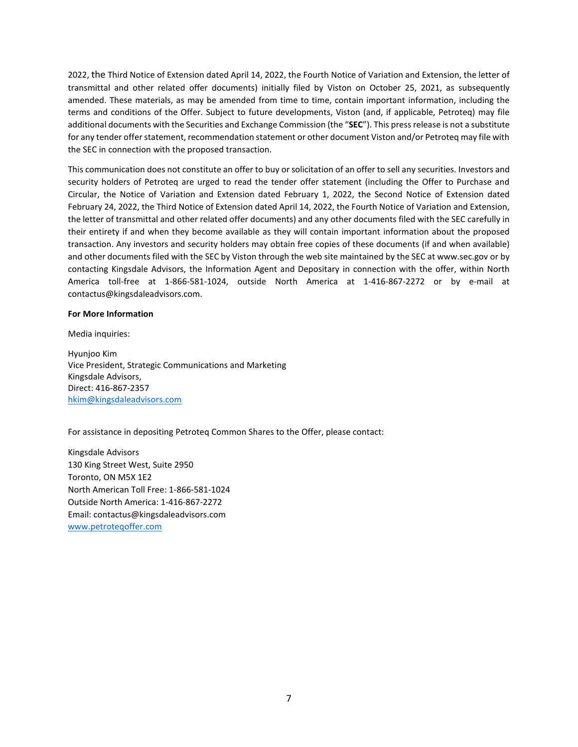2022, the Third Notice of Extension dated April 14, 2022, the Fourth Notice of Variation and Extension, the letter of transmittal and other related offer documents) initially filed by Viston on October 25, 2021, as subsequently amended. These materials, as may be amended from time to time, contain important information, including the terms and conditions of the Offer. Subject to future developments, Viston (and, if applicable, Petroteq) may file additional documents with the Securities and Exchange Commission (the "**SEC**"). This press release is not a substitute for any tender offer statement, recommendation statement or other document Viston and/or Petroteq may file with the SEC in connection with the proposed transaction.

This communication does not constitute an offer to buy or solicitation of an offer to sell any securities. Investors and security holders of Petroteq are urged to read the tender offer statement (including the Offer to Purchase and Circular, the Notice of Variation and Extension dated February 1, 2022, the Second Notice of Extension dated February 24, 2022, the Third Notice of Extension dated April 14, 2022, the Fourth Notice of Variation and Extension, the letter of transmittal and other related offer documents) and any other documents filed with the SEC carefully in their entirety if and when they become available as they will contain important information about the proposed transaction. Any investors and security holders may obtain free copies of these documents (if and when available) and other documents filed with the SEC by Viston through the web site maintained by the SEC at www.sec.gov or by contacting Kingsdale Advisors, the Information Agent and Depositary in connection with the offer, within North America toll-free at 1-866-581-1024, outside North America at 1-416-867-2272 or by e-mail at contactus@kingsdaleadvisors.com.

**For More Information**

Media inquiries:

Hyunjoo Kim
Vice President, Strategic Communications and Marketing
Kingsdale Advisors,
Direct: 416-867-2357
hkim@kingsdaleadvisors.com

For assistance in depositing Petroteq Common Shares to the Offer, please contact:

Kingsdale Advisors
130 King Street West, Suite 2950
Toronto, ON M5X 1E2
North American Toll Free: 1-866-581-1024
Outside North America: 1-416-867-2272
Email: contactus@kingsdaleadvisors.com
www.petroteqoffer.com